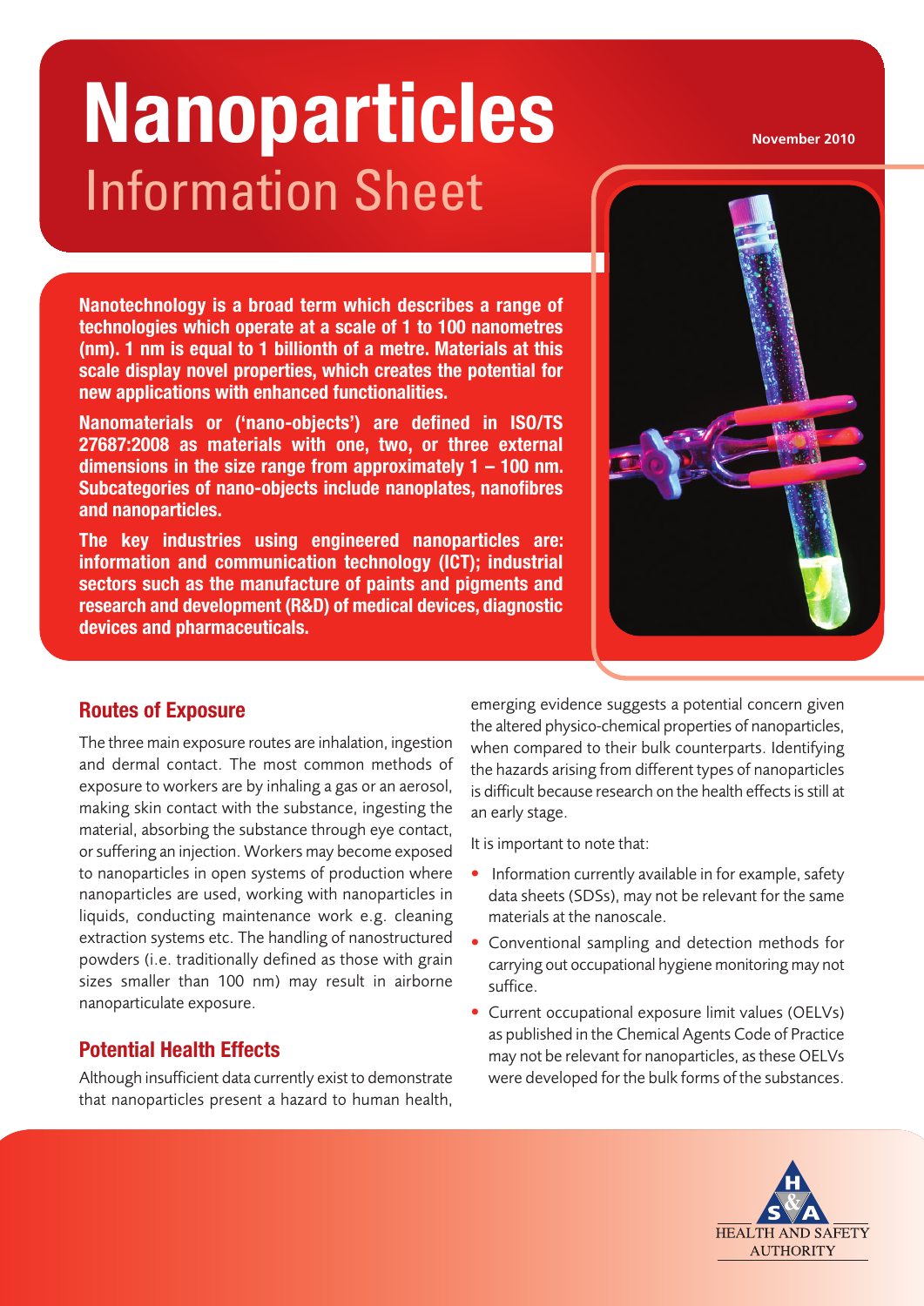# Nanoparticles

## Information Sheet

November 2010

**Nanotechnology is a broad term which describes a range of technologies which operate at a scale of 1 to 100 nanometres (nm). 1 nm is equal to 1 billionth of a metre. Materials at this scale display novel properties, which creates the potential for new applications with enhanced functionalities.**

**Nanomaterials or ('nano-objects') are defined in ISO/TS 27687:2008 as materials with one, two, or three external dimensions in the size range from approximately 1 – 100 nm. Subcategories of nano-objects include nanoplates, nanofibres and nanoparticles.**

**The key industries using engineered nanoparticles are: information and communication technology (ICT); industrial sectors such as the manufacture of paints and pigments and research and development (R&D) of medical devices, diagnostic devices and pharmaceuticals.**

## Routes of Exposure

The three main exposure routes are inhalation, ingestion and dermal contact. The most common methods of exposure to workers are by inhaling a gas or an aerosol, making skin contact with the substance, ingesting the material, absorbing the substance through eye contact, or suffering an injection. Workers may become exposed to nanoparticles in open systems of production where nanoparticles are used, working with nanoparticles in liquids, conducting maintenance work e.g. cleaning extraction systems etc. The handling of nanostructured powders (i.e. traditionally defined as those with grain sizes smaller than 100 nm) may result in airborne nanoparticulate exposure.

## Potential Health Effects

Although insufficient data currently exist to demonstrate that nanoparticles present a hazard to human health, emerging evidence suggests a potential concern given the altered physico-chemical properties of nanoparticles, when compared to their bulk counterparts. Identifying the hazards arising from different types of nanoparticles is difficult because research on the health effects is still at an early stage.

It is important to note that:

- Information currently available in for example, safety data sheets (SDSs), may not be relevant for the same materials at the nanoscale.
- Conventional sampling and detection methods for carrying out occupational hygiene monitoring may not suffice.
- Current occupational exposure limit values (OELVs) as published in the Chemical Agents Code of Practice may not be relevant for nanoparticles, as these OELVs were developed for the bulk forms of the substances.

HEALTH AND SAFETY AUTHORITY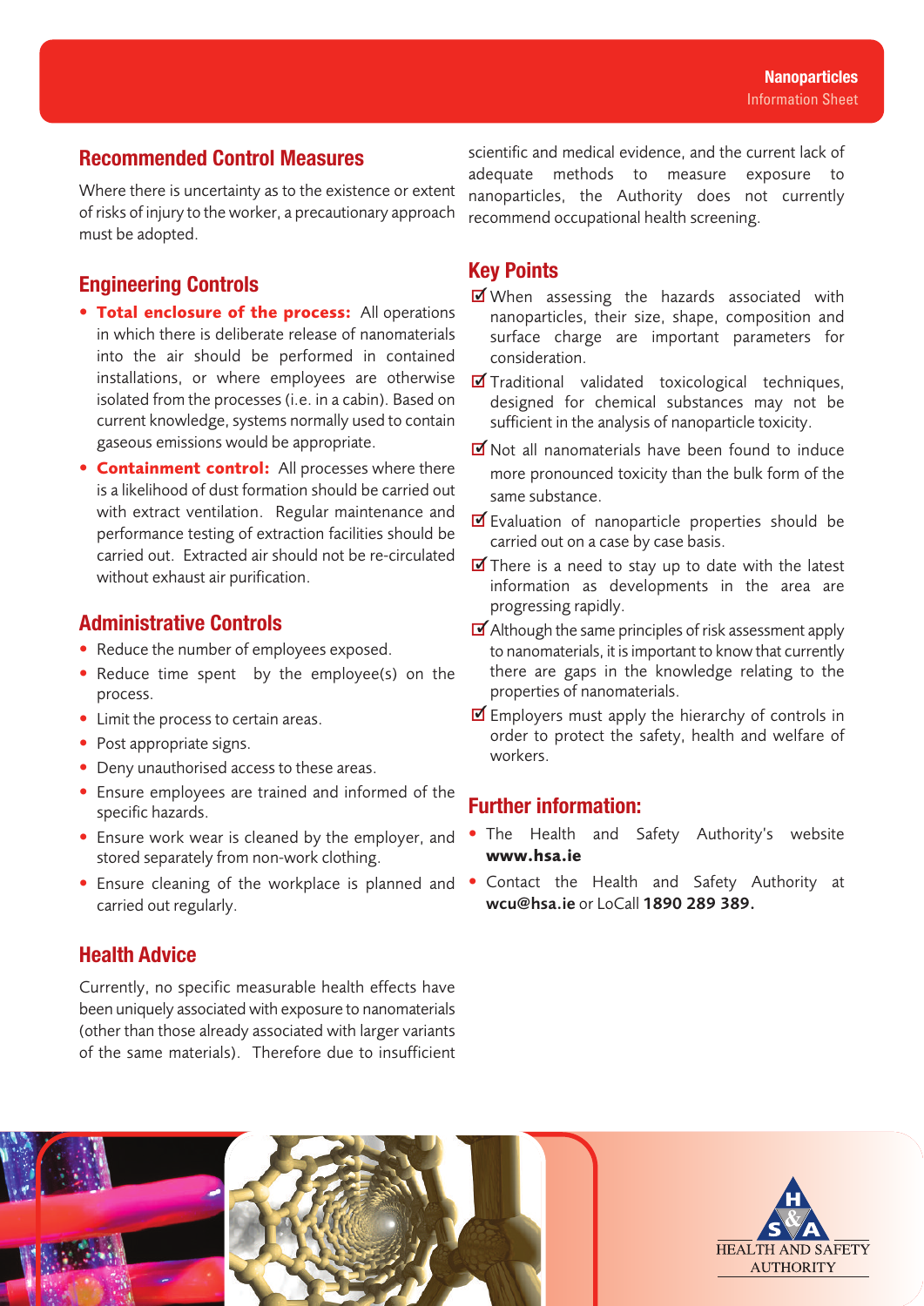## Recommended Control Measures

Where there is uncertainty as to the existence or extent of risks of injury to the worker, a precautionary approach must be adopted.

## Engineering Controls

- **Total enclosure of the process:** All operations in which there is deliberate release of nanomaterials into the air should be performed in contained installations, or where employees are otherwise isolated from the processes (i.e. in a cabin). Based on current knowledge, systems normally used to contain gaseous emissions would be appropriate.
- **Containment control:** All processes where there is a likelihood of dust formation should be carried out with extract ventilation. Regular maintenance and performance testing of extraction facilities should be carried out. Extracted air should not be re-circulated without exhaust air purification.

## Administrative Controls

- Reduce the number of employees exposed.
- Reduce time spent by the employee(s) on the process.
- Limit the process to certain areas.
- Post appropriate signs.
- Deny unauthorised access to these areas.
- Ensure employees are trained and informed of the specific hazards.
- Ensure work wear is cleaned by the employer, and stored separately from non-work clothing.
- Ensure cleaning of the workplace is planned and carried out regularly.

## Health Advice

Currently, no specific measurable health effects have been uniquely associated with exposure to nanomaterials (other than those already associated with larger variants of the same materials). Therefore due to insufficient scientific and medical evidence, and the current lack of adequate methods to measure exposure to nanoparticles, the Authority does not currently recommend occupational health screening.

## Key Points

- ☑ When assessing the hazards associated with nanoparticles, their size, shape, composition and surface charge are important parameters for consideration.
- ☑ Traditional validated toxicological techniques, designed for chemical substances may not be sufficient in the analysis of nanoparticle toxicity.
- ☑ Not all nanomaterials have been found to induce more pronounced toxicity than the bulk form of the same substance.
- ☑ Evaluation of nanoparticle properties should be carried out on a case by case basis.
- ☑ There is a need to stay up to date with the latest information as developments in the area are progressing rapidly.
- ☑ Although the same principles of risk assessment apply to nanomaterials, it is important to know that currently there are gaps in the knowledge relating to the properties of nanomaterials.
- ☑ Employers must apply the hierarchy of controls in order to protect the safety, health and welfare of workers.

## Further information:

- The Health and Safety Authority's website **www.hsa.ie**
- Contact the Health and Safety Authority at **wcu@hsa.ie** or LoCall **1890 289 389.**

HEALTH AND SAFETY AUTHORITY